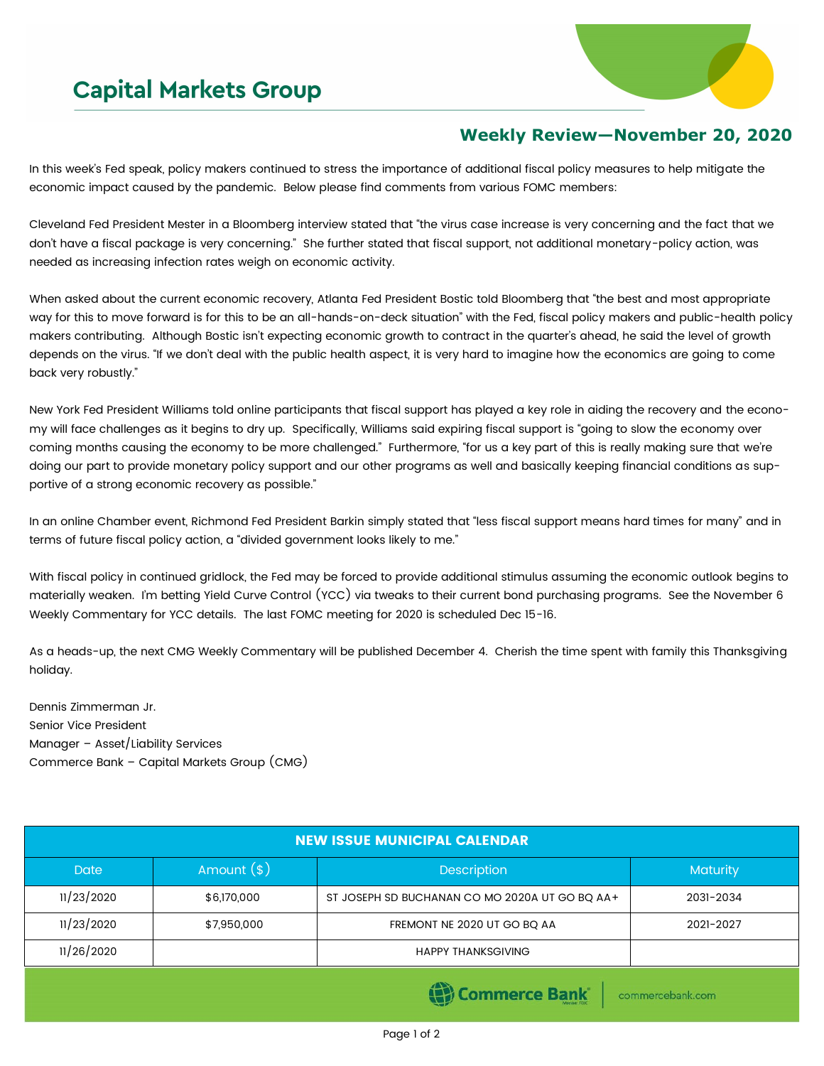# Capital Markets Group

## Weekly Review—November 20, 2020

In this week's Fed speak, policy makers continued to stress the importance of additional fiscal policy measures to help mitigate the economic impact caused by the pandemic. Below please find comments from various FOMC members:

Cleveland Fed President Mester in a Bloomberg interview stated that "the virus case increase is very concerning and the fact that we don't have a fiscal package is very concerning." She further stated that fiscal support, not additional monetary-policy action, was needed as increasing infection rates weigh on economic activity.

When asked about the current economic recovery, Atlanta Fed President Bostic told Bloomberg that "the best and most appropriate way for this to move forward is for this to be an all-hands-on-deck situation" with the Fed, fiscal policy makers and public-health policy makers contributing. Although Bostic isn't expecting economic growth to contract in the quarter's ahead, he said the level of growth depends on the virus. "If we don't deal with the public health aspect, it is very hard to imagine how the economics are going to come back very robustly."

New York Fed President Williams told online participants that fiscal support has played a key role in aiding the recovery and the economy will face challenges as it begins to dry up. Specifically, Williams said expiring fiscal support is "going to slow the economy over coming months causing the economy to be more challenged." Furthermore, "for us a key part of this is really making sure that we're doing our part to provide monetary policy support and our other programs as well and basically keeping financial conditions as supportive of a strong economic recovery as possible."

In an online Chamber event, Richmond Fed President Barkin simply stated that "less fiscal support means hard times for many" and in terms of future fiscal policy action, a "divided government looks likely to me."

With fiscal policy in continued gridlock, the Fed may be forced to provide additional stimulus assuming the economic outlook begins to materially weaken. I'm betting Yield Curve Control (YCC) via tweaks to their current bond purchasing programs. See the November 6 Weekly Commentary for YCC details. The last FOMC meeting for 2020 is scheduled Dec 15-16.

As a heads-up, the next CMG Weekly Commentary will be published December 4. Cherish the time spent with family this Thanksgiving holiday.

Dennis Zimmerman Jr.
Senior Vice President
Manager – Asset/Liability Services
Commerce Bank – Capital Markets Group (CMG)

| NEW ISSUE MUNICIPAL CALENDAR | | | |
|---|---|---|---|
| Date | Amount ($) | Description | Maturity |
| 11/23/2020 | $6,170,000 | ST JOSEPH SD BUCHANAN CO MO 2020A UT GO BQ AA+ | 2031-2034 |
| 11/23/2020 | $7,950,000 | FREMONT NE 2020 UT GO BQ AA | 2021-2027 |
| 11/26/2020 | | HAPPY THANKSGIVING | |

Commerce Bank | commercebank.com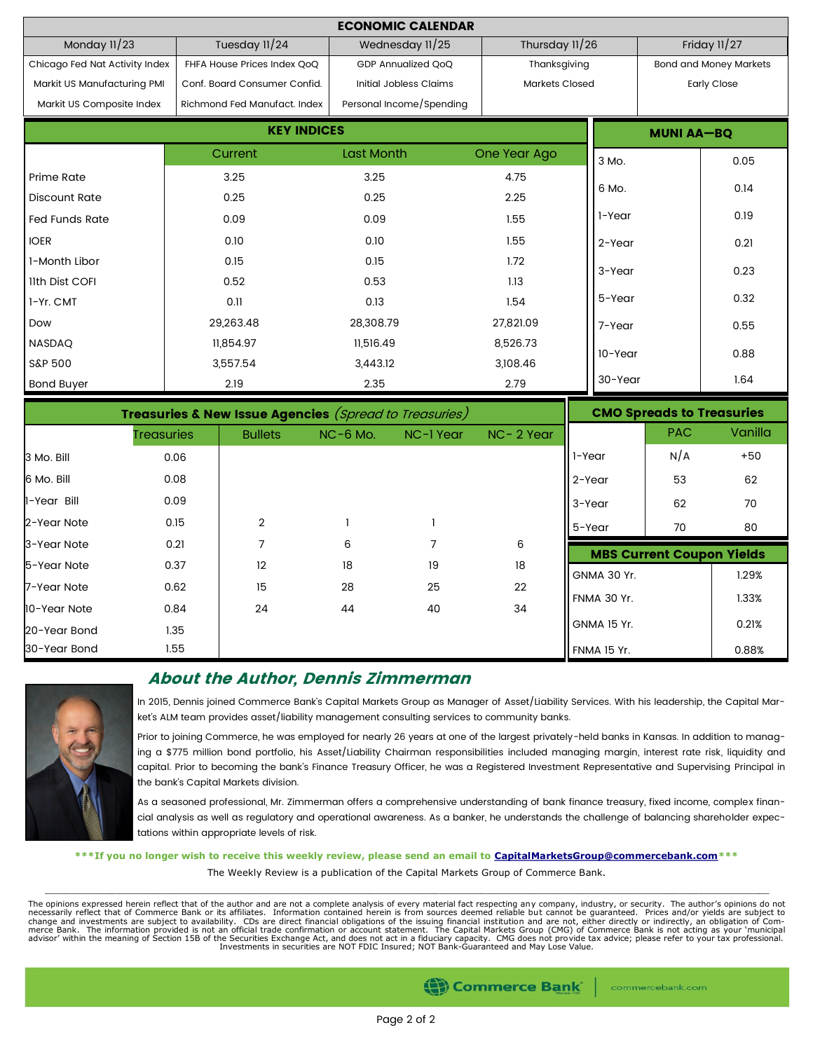## ECONOMIC CALENDAR

| Monday 11/23 | Tuesday 11/24 | Wednesday 11/25 | Thursday 11/26 | Friday 11/27 |
|---|---|---|---|---|
| Chicago Fed Nat Activity Index | FHFA House Prices Index QoQ | GDP Annualized QoQ | Thanksgiving | Bond and Money Markets |
| Markit US Manufacturing PMI | Conf. Board Consumer Confid. | Initial Jobless Claims | Markets Closed | Early Close |
| Markit US Composite Index | Richmond Fed Manufact. Index | Personal Income/Spending | | |

## KEY INDICES

| | Current | Last Month | One Year Ago |
|---|---|---|---|
| Prime Rate | 3.25 | 3.25 | 4.75 |
| Discount Rate | 0.25 | 0.25 | 2.25 |
| Fed Funds Rate | 0.09 | 0.09 | 1.55 |
| IOER | 0.10 | 0.10 | 1.55 |
| 1-Month Libor | 0.15 | 0.15 | 1.72 |
| 11th Dist COFI | 0.52 | 0.53 | 1.13 |
| 1-Yr. CMT | 0.11 | 0.13 | 1.54 |
| Dow | 29,263.48 | 28,308.79 | 27,821.09 |
| NASDAQ | 11,854.97 | 11,516.49 | 8,526.73 |
| S&P 500 | 3,557.54 | 3,443.12 | 3,108.46 |
| Bond Buyer | 2.19 | 2.35 | 2.79 |

## MUNI AA—BQ

| | |
|---|---|
| 3 Mo. | 0.05 |
| 6 Mo. | 0.14 |
| 1-Year | 0.19 |
| 2-Year | 0.21 |
| 3-Year | 0.23 |
| 5-Year | 0.32 |
| 7-Year | 0.55 |
| 10-Year | 0.88 |
| 30-Year | 1.64 |

## Treasuries & New Issue Agencies *(Spread to Treasuries)*

| | Treasuries | Bullets | NC-6 Mo. | NC-1 Year | NC- 2 Year |
|---|---|---|---|---|---|
| 3 Mo. Bill | 0.06 | | | | |
| 6 Mo. Bill | 0.08 | | | | |
| 1-Year Bill | 0.09 | | | | |
| 2-Year Note | 0.15 | 2 | 1 | 1 | |
| 3-Year Note | 0.21 | 7 | 6 | 7 | 6 |
| 5-Year Note | 0.37 | 12 | 18 | 19 | 18 |
| 7-Year Note | 0.62 | 15 | 28 | 25 | 22 |
| 10-Year Note | 0.84 | 24 | 44 | 40 | 34 |
| 20-Year Bond | 1.35 | | | | |
| 30-Year Bond | 1.55 | | | | |

## CMO Spreads to Treasuries

| | PAC | Vanilla |
|---|---|---|
| 1-Year | N/A | +50 |
| 2-Year | 53 | 62 |
| 3-Year | 62 | 70 |
| 5-Year | 70 | 80 |

## MBS Current Coupon Yields

| | |
|---|---|
| GNMA 30 Yr. | 1.29% |
| FNMA 30 Yr. | 1.33% |
| GNMA 15 Yr. | 0.21% |
| FNMA 15 Yr. | 0.88% |

## *About the Author, Dennis Zimmerman*

In 2015, Dennis joined Commerce Bank's Capital Markets Group as Manager of Asset/Liability Services. With his leadership, the Capital Market's ALM team provides asset/liability management consulting services to community banks.

Prior to joining Commerce, he was employed for nearly 26 years at one of the largest privately-held banks in Kansas. In addition to managing a $775 million bond portfolio, his Asset/Liability Chairman responsibilities included managing margin, interest rate risk, liquidity and capital. Prior to becoming the bank's Finance Treasury Officer, he was a Registered Investment Representative and Supervising Principal in the bank's Capital Markets division.

As a seasoned professional, Mr. Zimmerman offers a comprehensive understanding of bank finance treasury, fixed income, complex financial analysis as well as regulatory and operational awareness. As a banker, he understands the challenge of balancing shareholder expectations within appropriate levels of risk.

**\*\*\*If you no longer wish to receive this weekly review, please send an email to CapitalMarketsGroup@commercebank.com\*\*\***

The Weekly Review is a publication of the Capital Markets Group of Commerce Bank.

The opinions expressed herein reflect that of the author and are not a complete analysis of every material fact respecting any company, industry, or security. The author's opinions do not necessarily reflect that of Commerce Bank or its affiliates. Information contained herein is from sources deemed reliable but cannot be guaranteed. Prices and/or yields are subject to change and investments are subject to availability. CDs are direct financial obligations of the issuing financial institution and are not, either directly or indirectly, an obligation of Commerce Bank. The information provided is not an official trade confirmation or account statement. The Capital Markets Group (CMG) of Commerce Bank is not acting as your 'municipal advisor' within the meaning of Section 15B of the Securities Exchange Act, and does not act in a fiduciary capacity. CMG does not provide tax advice; please refer to your tax professional. Investments in securities are NOT FDIC Insured; NOT Bank-Guaranteed and May Lose Value.

Commerce Bank | commercebank.com